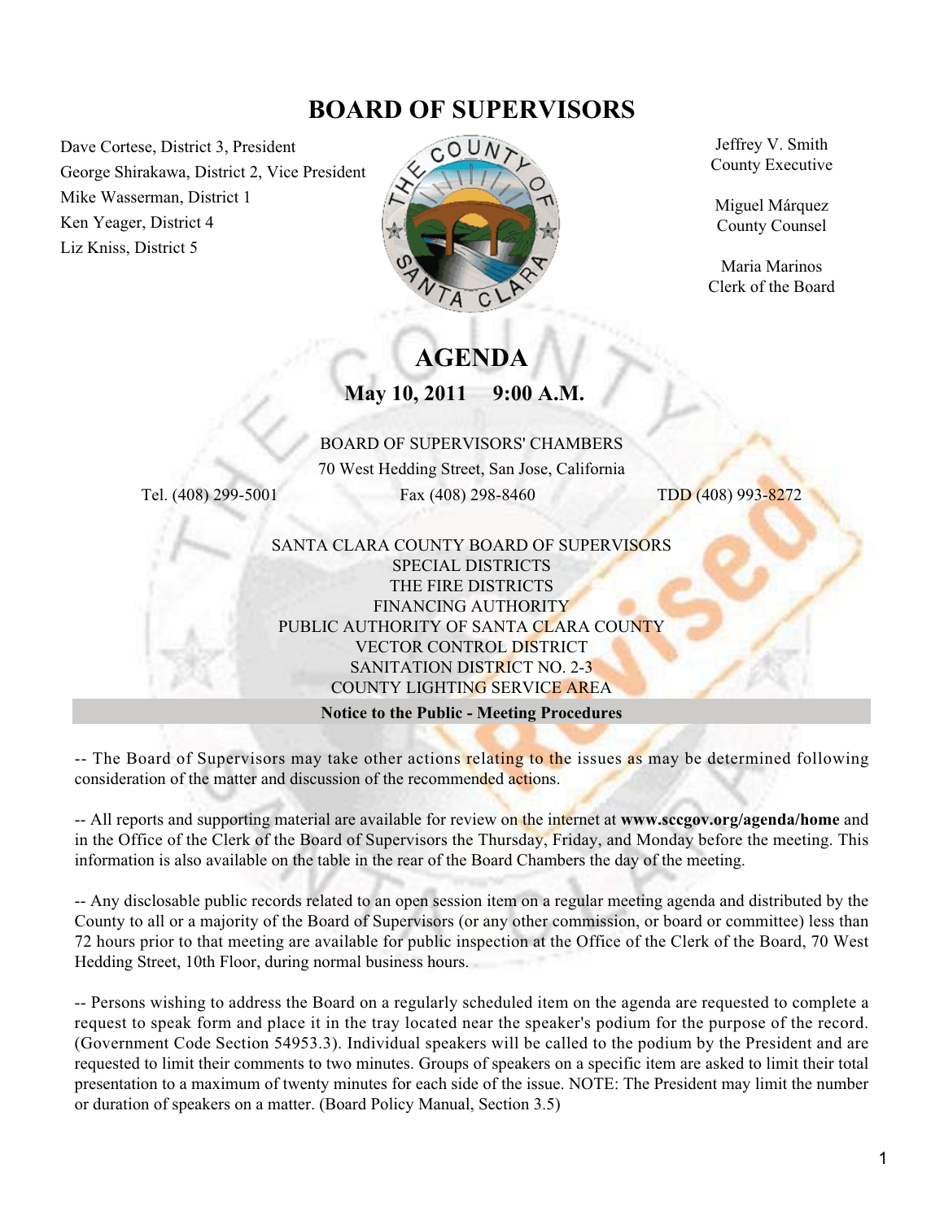# BOARD OF SUPERVISORS

Dave Cortese, District 3, President
George Shirakawa, District 2, Vice President
Mike Wasserman, District 1
Ken Yeager, District 4
Liz Kniss, District 5

Jeffrey V. Smith
County Executive

Miguel Márquez
County Counsel

Maria Marinos
Clerk of the Board

## AGENDA

**May 10, 2011 9:00 A.M.**

BOARD OF SUPERVISORS' CHAMBERS
70 West Hedding Street, San Jose, California

Tel. (408) 299-5001 Fax (408) 298-8460 TDD (408) 993-8272

SANTA CLARA COUNTY BOARD OF SUPERVISORS
SPECIAL DISTRICTS
THE FIRE DISTRICTS
FINANCING AUTHORITY
PUBLIC AUTHORITY OF SANTA CLARA COUNTY
VECTOR CONTROL DISTRICT
SANITATION DISTRICT NO. 2-3
COUNTY LIGHTING SERVICE AREA

**Notice to the Public - Meeting Procedures**

-- The Board of Supervisors may take other actions relating to the issues as may be determined following consideration of the matter and discussion of the recommended actions.

-- All reports and supporting material are available for review on the internet at **www.sccgov.org/agenda/home** and in the Office of the Clerk of the Board of Supervisors the Thursday, Friday, and Monday before the meeting. This information is also available on the table in the rear of the Board Chambers the day of the meeting.

-- Any disclosable public records related to an open session item on a regular meeting agenda and distributed by the County to all or a majority of the Board of Supervisors (or any other commission, or board or committee) less than 72 hours prior to that meeting are available for public inspection at the Office of the Clerk of the Board, 70 West Hedding Street, 10th Floor, during normal business hours.

-- Persons wishing to address the Board on a regularly scheduled item on the agenda are requested to complete a request to speak form and place it in the tray located near the speaker's podium for the purpose of the record. (Government Code Section 54953.3). Individual speakers will be called to the podium by the President and are requested to limit their comments to two minutes. Groups of speakers on a specific item are asked to limit their total presentation to a maximum of twenty minutes for each side of the issue. NOTE: The President may limit the number or duration of speakers on a matter. (Board Policy Manual, Section 3.5)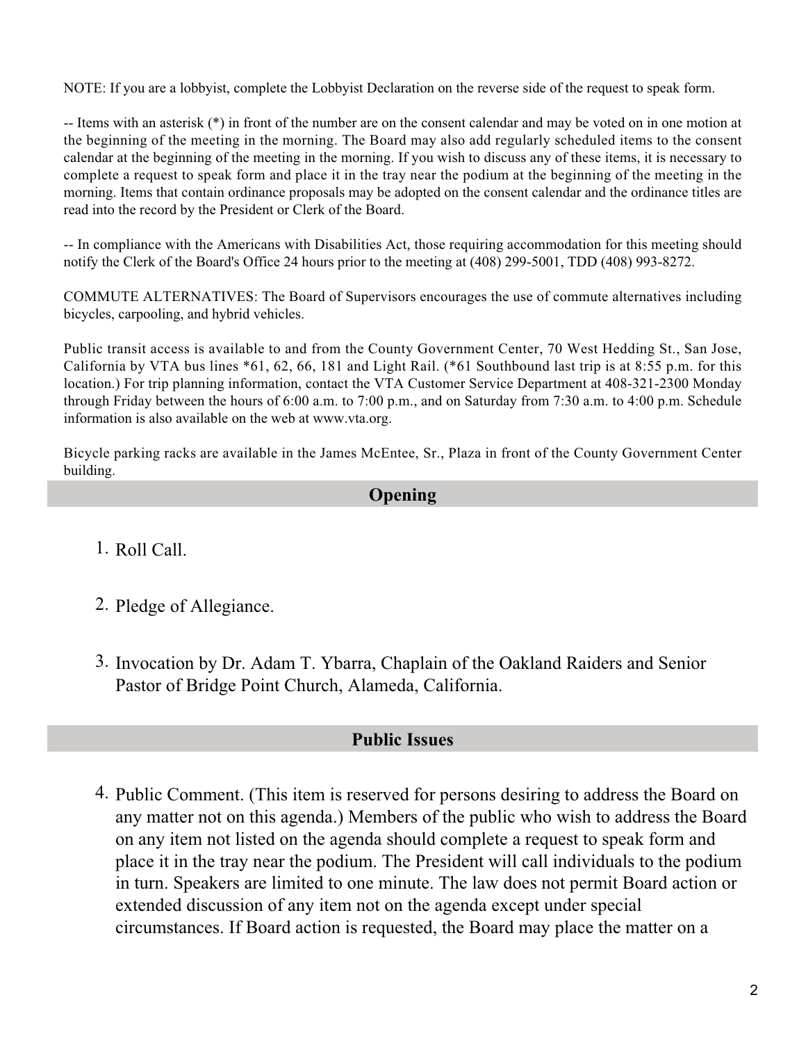NOTE: If you are a lobbyist, complete the Lobbyist Declaration on the reverse side of the request to speak form.

-- Items with an asterisk (*) in front of the number are on the consent calendar and may be voted on in one motion at the beginning of the meeting in the morning. The Board may also add regularly scheduled items to the consent calendar at the beginning of the meeting in the morning. If you wish to discuss any of these items, it is necessary to complete a request to speak form and place it in the tray near the podium at the beginning of the meeting in the morning. Items that contain ordinance proposals may be adopted on the consent calendar and the ordinance titles are read into the record by the President or Clerk of the Board.

-- In compliance with the Americans with Disabilities Act, those requiring accommodation for this meeting should notify the Clerk of the Board's Office 24 hours prior to the meeting at (408) 299-5001, TDD (408) 993-8272.

COMMUTE ALTERNATIVES: The Board of Supervisors encourages the use of commute alternatives including bicycles, carpooling, and hybrid vehicles.

Public transit access is available to and from the County Government Center, 70 West Hedding St., San Jose, California by VTA bus lines *61, 62, 66, 181 and Light Rail. (*61 Southbound last trip is at 8:55 p.m. for this location.) For trip planning information, contact the VTA Customer Service Department at 408-321-2300 Monday through Friday between the hours of 6:00 a.m. to 7:00 p.m., and on Saturday from 7:30 a.m. to 4:00 p.m. Schedule information is also available on the web at www.vta.org.

Bicycle parking racks are available in the James McEntee, Sr., Plaza in front of the County Government Center building.

## Opening

1. Roll Call.

2. Pledge of Allegiance.

3. Invocation by Dr. Adam T. Ybarra, Chaplain of the Oakland Raiders and Senior Pastor of Bridge Point Church, Alameda, California.

## Public Issues

4. Public Comment. (This item is reserved for persons desiring to address the Board on any matter not on this agenda.) Members of the public who wish to address the Board on any item not listed on the agenda should complete a request to speak form and place it in the tray near the podium. The President will call individuals to the podium in turn. Speakers are limited to one minute. The law does not permit Board action or extended discussion of any item not on the agenda except under special circumstances. If Board action is requested, the Board may place the matter on a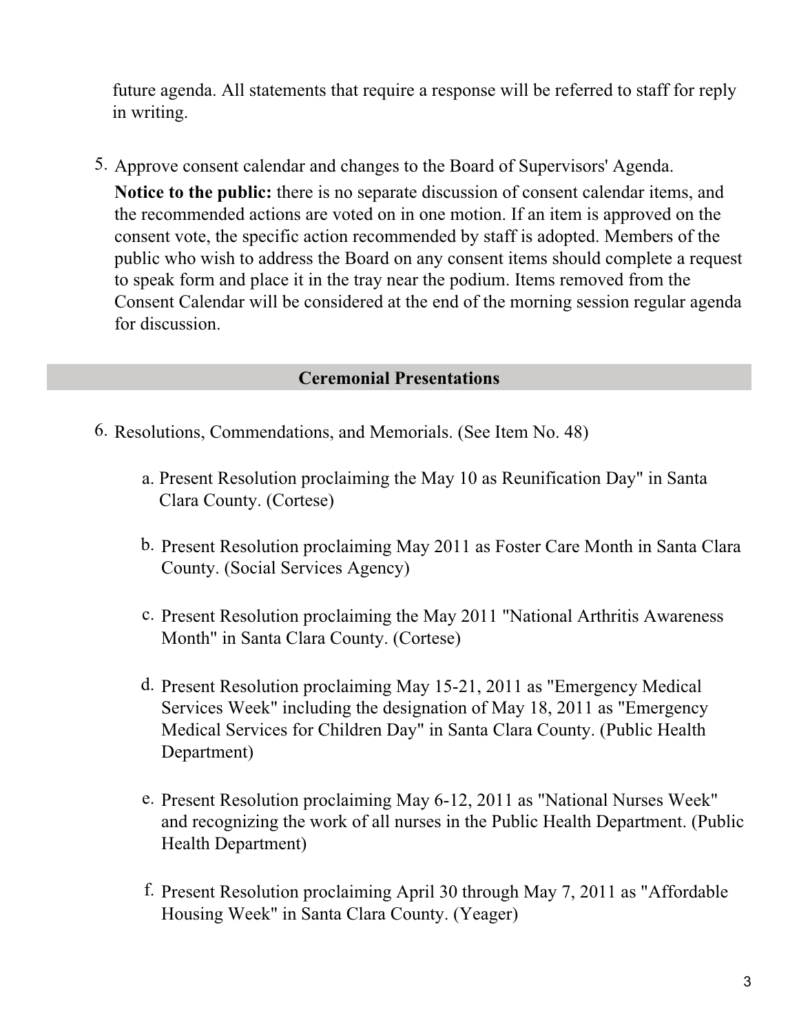future agenda. All statements that require a response will be referred to staff for reply in writing.

5. Approve consent calendar and changes to the Board of Supervisors' Agenda.

   **Notice to the public:** there is no separate discussion of consent calendar items, and the recommended actions are voted on in one motion. If an item is approved on the consent vote, the specific action recommended by staff is adopted. Members of the public who wish to address the Board on any consent items should complete a request to speak form and place it in the tray near the podium. Items removed from the Consent Calendar will be considered at the end of the morning session regular agenda for discussion.

## Ceremonial Presentations

6. Resolutions, Commendations, and Memorials. (See Item No. 48)

   a. Present Resolution proclaiming the May 10 as Reunification Day" in Santa Clara County. (Cortese)

   b. Present Resolution proclaiming May 2011 as Foster Care Month in Santa Clara County. (Social Services Agency)

   c. Present Resolution proclaiming the May 2011 "National Arthritis Awareness Month" in Santa Clara County. (Cortese)

   d. Present Resolution proclaiming May 15-21, 2011 as "Emergency Medical Services Week" including the designation of May 18, 2011 as "Emergency Medical Services for Children Day" in Santa Clara County. (Public Health Department)

   e. Present Resolution proclaiming May 6-12, 2011 as "National Nurses Week" and recognizing the work of all nurses in the Public Health Department. (Public Health Department)

   f. Present Resolution proclaiming April 30 through May 7, 2011 as "Affordable Housing Week" in Santa Clara County. (Yeager)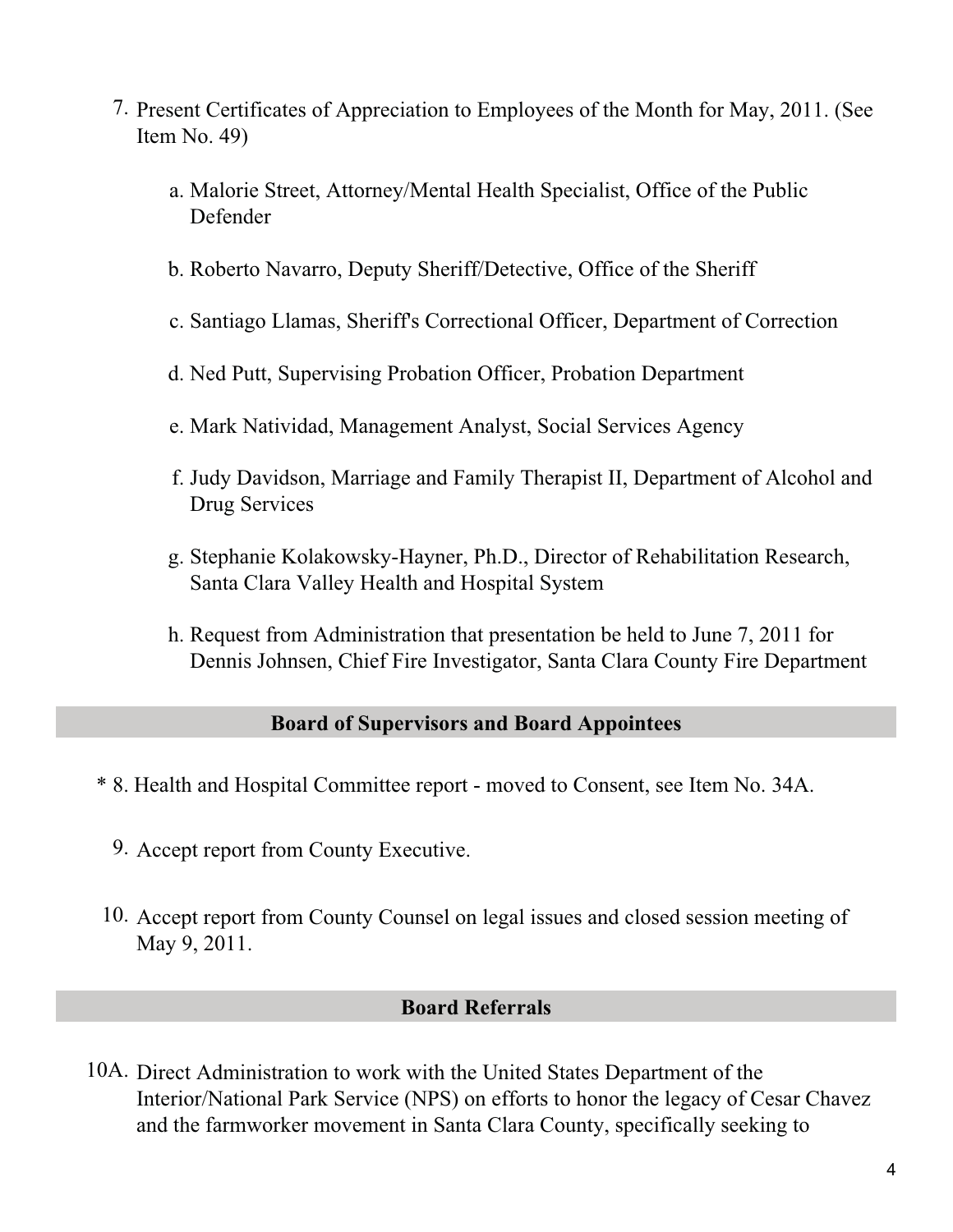7. Present Certificates of Appreciation to Employees of the Month for May, 2011. (See Item No. 49)

   a. Malorie Street, Attorney/Mental Health Specialist, Office of the Public Defender

   b. Roberto Navarro, Deputy Sheriff/Detective, Office of the Sheriff

   c. Santiago Llamas, Sheriff's Correctional Officer, Department of Correction

   d. Ned Putt, Supervising Probation Officer, Probation Department

   e. Mark Natividad, Management Analyst, Social Services Agency

   f. Judy Davidson, Marriage and Family Therapist II, Department of Alcohol and Drug Services

   g. Stephanie Kolakowsky-Hayner, Ph.D., Director of Rehabilitation Research, Santa Clara Valley Health and Hospital System

   h. Request from Administration that presentation be held to June 7, 2011 for Dennis Johnsen, Chief Fire Investigator, Santa Clara County Fire Department

## Board of Supervisors and Board Appointees

\* 8. Health and Hospital Committee report - moved to Consent, see Item No. 34A.

9. Accept report from County Executive.

10. Accept report from County Counsel on legal issues and closed session meeting of May 9, 2011.

## Board Referrals

10A. Direct Administration to work with the United States Department of the Interior/National Park Service (NPS) on efforts to honor the legacy of Cesar Chavez and the farmworker movement in Santa Clara County, specifically seeking to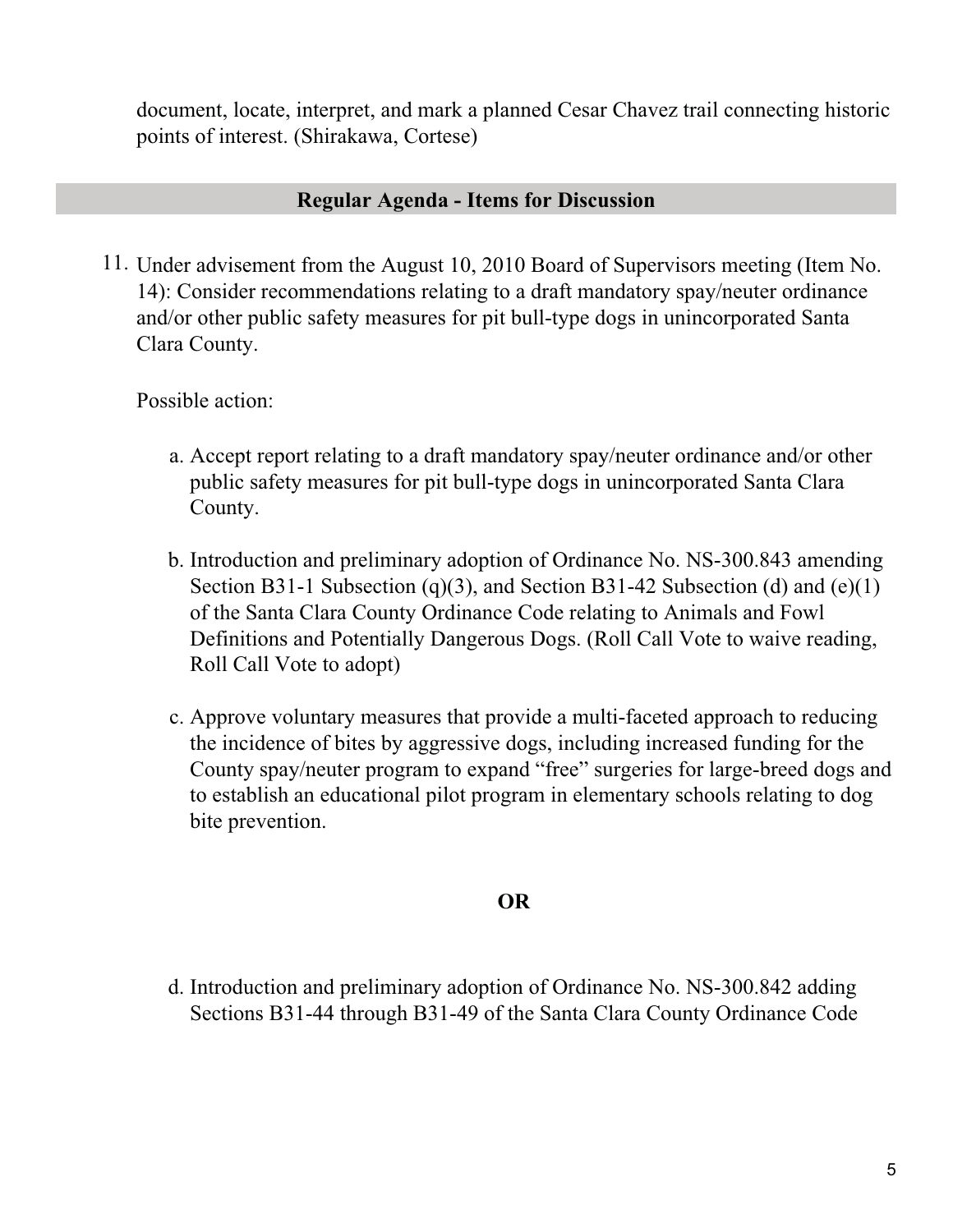document, locate, interpret, and mark a planned Cesar Chavez trail connecting historic points of interest. (Shirakawa, Cortese)

## Regular Agenda - Items for Discussion

11. Under advisement from the August 10, 2010 Board of Supervisors meeting (Item No. 14): Consider recommendations relating to a draft mandatory spay/neuter ordinance and/or other public safety measures for pit bull-type dogs in unincorporated Santa Clara County.

    Possible action:

    a. Accept report relating to a draft mandatory spay/neuter ordinance and/or other public safety measures for pit bull-type dogs in unincorporated Santa Clara County.

    b. Introduction and preliminary adoption of Ordinance No. NS-300.843 amending Section B31-1 Subsection (q)(3), and Section B31-42 Subsection (d) and (e)(1) of the Santa Clara County Ordinance Code relating to Animals and Fowl Definitions and Potentially Dangerous Dogs. (Roll Call Vote to waive reading, Roll Call Vote to adopt)

    c. Approve voluntary measures that provide a multi-faceted approach to reducing the incidence of bites by aggressive dogs, including increased funding for the County spay/neuter program to expand "free" surgeries for large-breed dogs and to establish an educational pilot program in elementary schools relating to dog bite prevention.

    **OR**

    d. Introduction and preliminary adoption of Ordinance No. NS-300.842 adding Sections B31-44 through B31-49 of the Santa Clara County Ordinance Code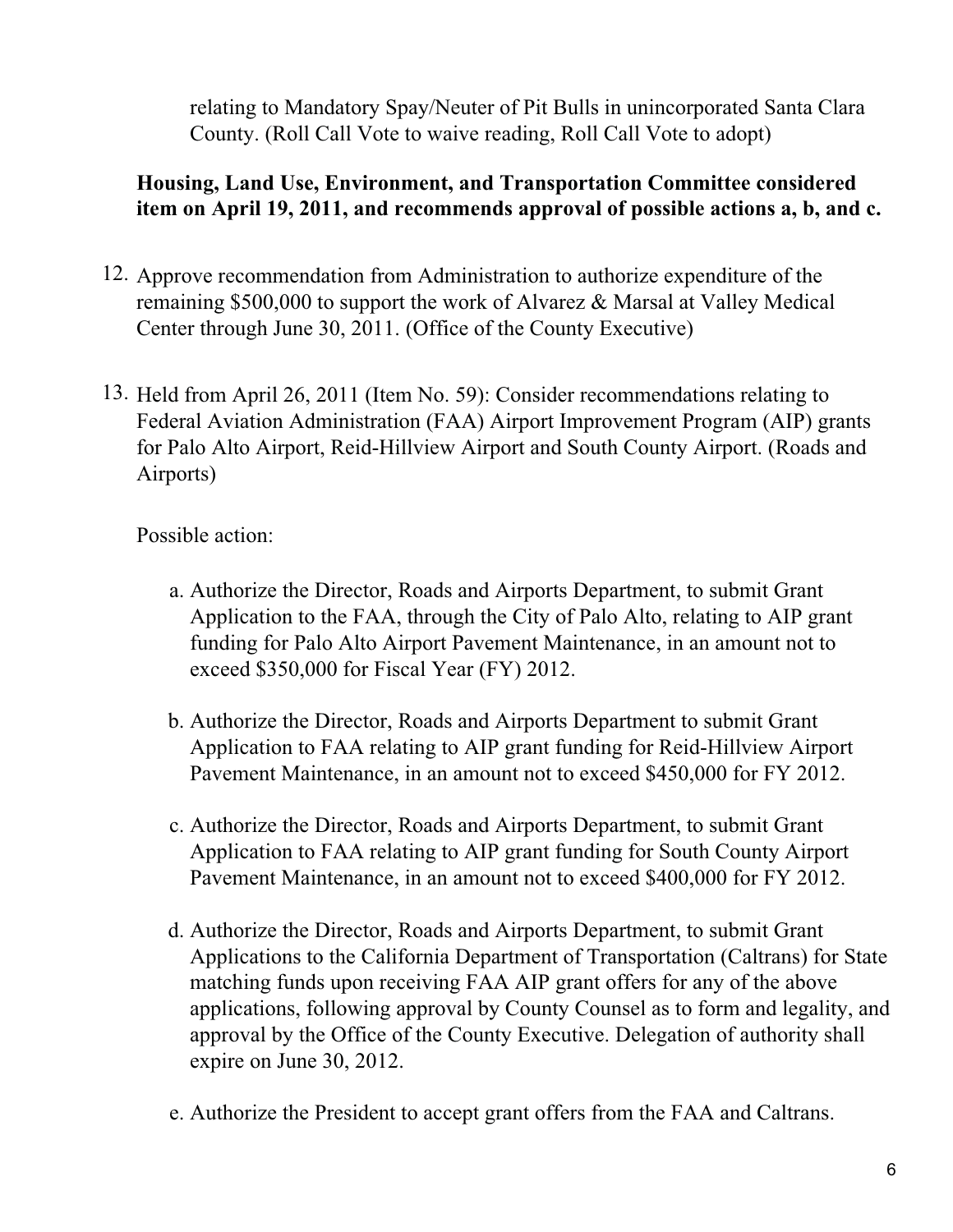relating to Mandatory Spay/Neuter of Pit Bulls in unincorporated Santa Clara County. (Roll Call Vote to waive reading, Roll Call Vote to adopt)

**Housing, Land Use, Environment, and Transportation Committee considered item on April 19, 2011, and recommends approval of possible actions a, b, and c.**

12. Approve recommendation from Administration to authorize expenditure of the remaining $500,000 to support the work of Alvarez & Marsal at Valley Medical Center through June 30, 2011. (Office of the County Executive)

13. Held from April 26, 2011 (Item No. 59): Consider recommendations relating to Federal Aviation Administration (FAA) Airport Improvement Program (AIP) grants for Palo Alto Airport, Reid-Hillview Airport and South County Airport. (Roads and Airports)

    Possible action:

    a. Authorize the Director, Roads and Airports Department, to submit Grant Application to the FAA, through the City of Palo Alto, relating to AIP grant funding for Palo Alto Airport Pavement Maintenance, in an amount not to exceed $350,000 for Fiscal Year (FY) 2012.

    b. Authorize the Director, Roads and Airports Department to submit Grant Application to FAA relating to AIP grant funding for Reid-Hillview Airport Pavement Maintenance, in an amount not to exceed $450,000 for FY 2012.

    c. Authorize the Director, Roads and Airports Department, to submit Grant Application to FAA relating to AIP grant funding for South County Airport Pavement Maintenance, in an amount not to exceed $400,000 for FY 2012.

    d. Authorize the Director, Roads and Airports Department, to submit Grant Applications to the California Department of Transportation (Caltrans) for State matching funds upon receiving FAA AIP grant offers for any of the above applications, following approval by County Counsel as to form and legality, and approval by the Office of the County Executive. Delegation of authority shall expire on June 30, 2012.

    e. Authorize the President to accept grant offers from the FAA and Caltrans.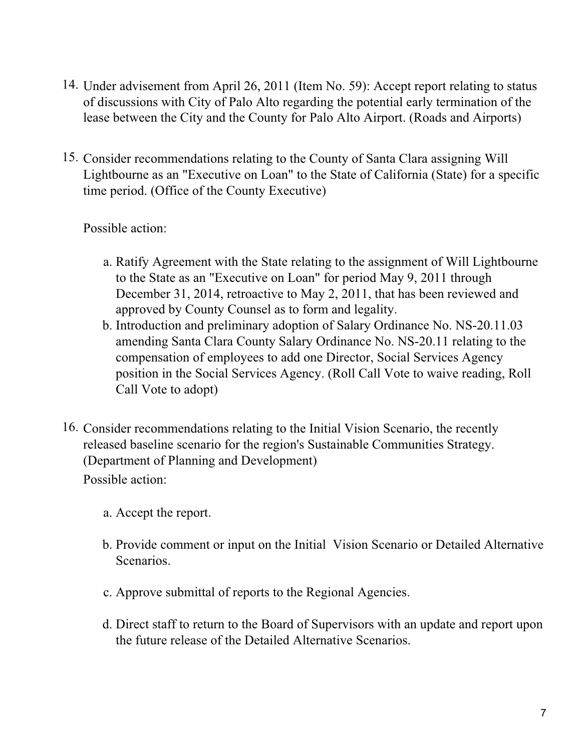14. Under advisement from April 26, 2011 (Item No. 59): Accept report relating to status of discussions with City of Palo Alto regarding the potential early termination of the lease between the City and the County for Palo Alto Airport. (Roads and Airports)

15. Consider recommendations relating to the County of Santa Clara assigning Will Lightbourne as an "Executive on Loan" to the State of California (State) for a specific time period. (Office of the County Executive)

    Possible action:

    a. Ratify Agreement with the State relating to the assignment of Will Lightbourne to the State as an "Executive on Loan" for period May 9, 2011 through December 31, 2014, retroactive to May 2, 2011, that has been reviewed and approved by County Counsel as to form and legality.
    b. Introduction and preliminary adoption of Salary Ordinance No. NS-20.11.03 amending Santa Clara County Salary Ordinance No. NS-20.11 relating to the compensation of employees to add one Director, Social Services Agency position in the Social Services Agency. (Roll Call Vote to waive reading, Roll Call Vote to adopt)

16. Consider recommendations relating to the Initial Vision Scenario, the recently released baseline scenario for the region's Sustainable Communities Strategy. (Department of Planning and Development)

    Possible action:

    a. Accept the report.
    b. Provide comment or input on the Initial Vision Scenario or Detailed Alternative Scenarios.
    c. Approve submittal of reports to the Regional Agencies.
    d. Direct staff to return to the Board of Supervisors with an update and report upon the future release of the Detailed Alternative Scenarios.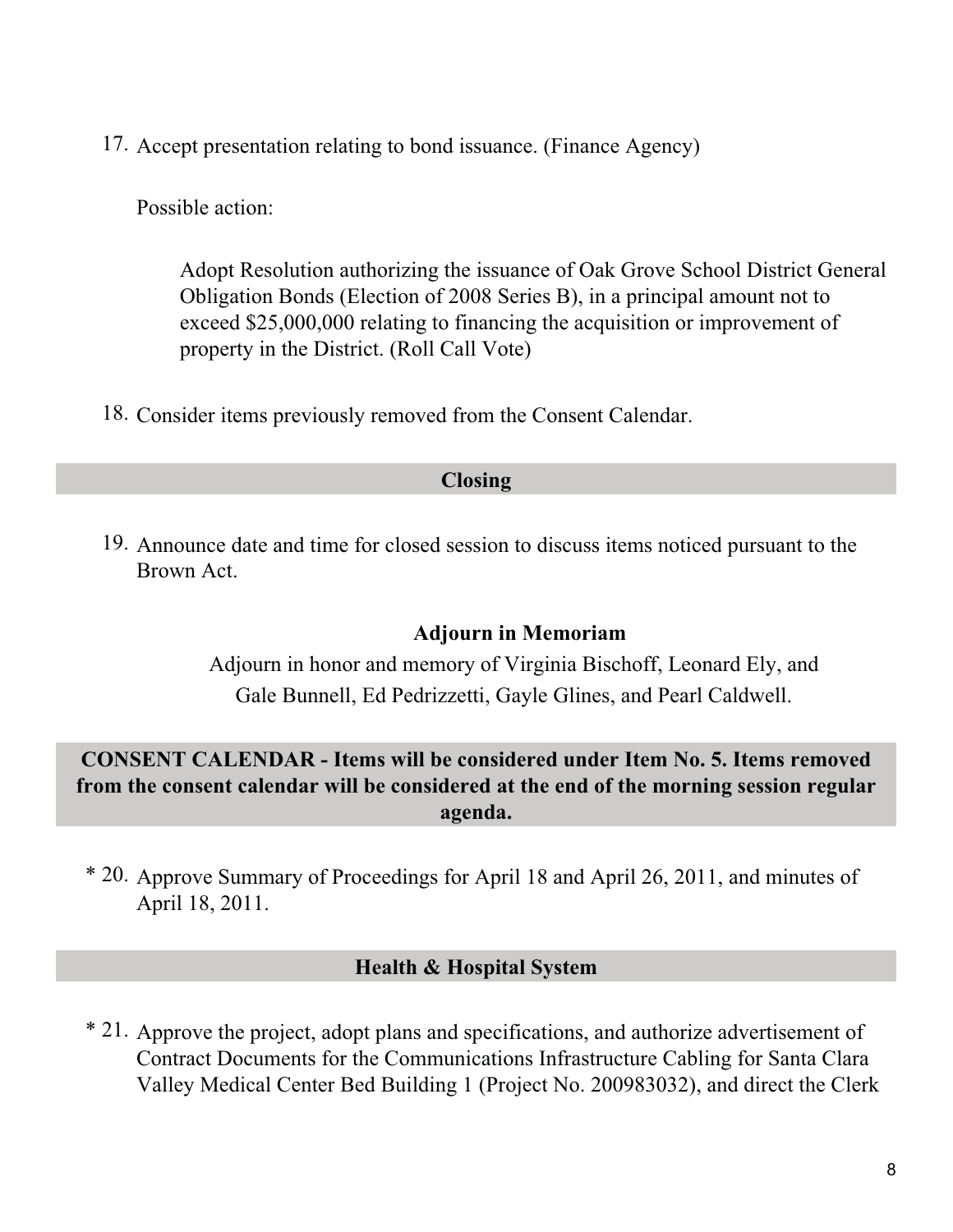17. Accept presentation relating to bond issuance. (Finance Agency)

    Possible action:

    > Adopt Resolution authorizing the issuance of Oak Grove School District General Obligation Bonds (Election of 2008 Series B), in a principal amount not to exceed $25,000,000 relating to financing the acquisition or improvement of property in the District. (Roll Call Vote)

18. Consider items previously removed from the Consent Calendar.

## Closing

19. Announce date and time for closed session to discuss items noticed pursuant to the Brown Act.

### Adjourn in Memoriam

Adjourn in honor and memory of Virginia Bischoff, Leonard Ely, and Gale Bunnell, Ed Pedrizzetti, Gayle Glines, and Pearl Caldwell.

## CONSENT CALENDAR - Items will be considered under Item No. 5. Items removed from the consent calendar will be considered at the end of the morning session regular agenda.

\* 20. Approve Summary of Proceedings for April 18 and April 26, 2011, and minutes of April 18, 2011.

## Health & Hospital System

\* 21. Approve the project, adopt plans and specifications, and authorize advertisement of Contract Documents for the Communications Infrastructure Cabling for Santa Clara Valley Medical Center Bed Building 1 (Project No. 200983032), and direct the Clerk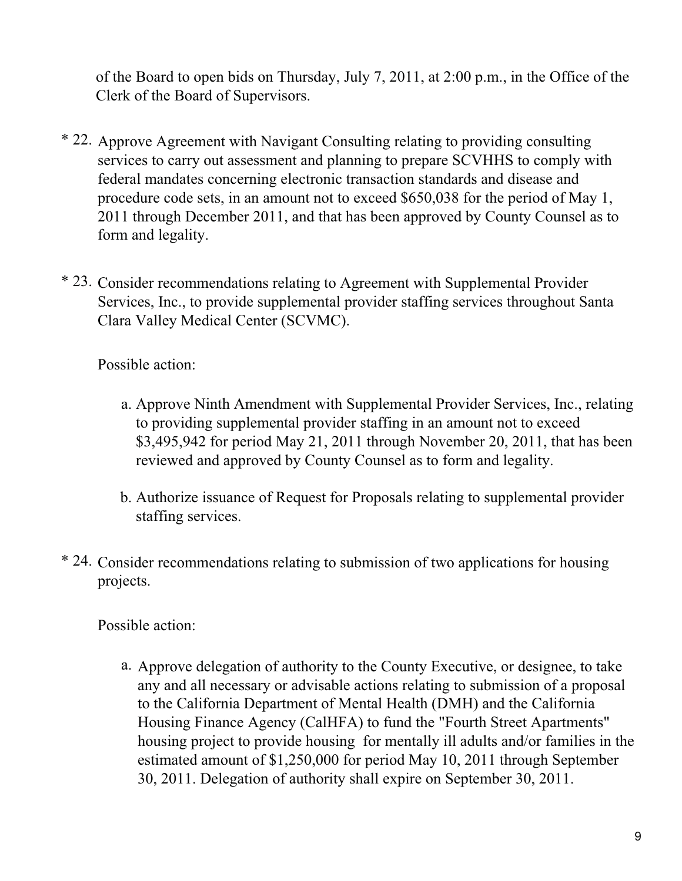of the Board to open bids on Thursday, July 7, 2011, at 2:00 p.m., in the Office of the Clerk of the Board of Supervisors.

* 22. Approve Agreement with Navigant Consulting relating to providing consulting services to carry out assessment and planning to prepare SCVHHS to comply with federal mandates concerning electronic transaction standards and disease and procedure code sets, in an amount not to exceed $650,038 for the period of May 1, 2011 through December 2011, and that has been approved by County Counsel as to form and legality.

* 23. Consider recommendations relating to Agreement with Supplemental Provider Services, Inc., to provide supplemental provider staffing services throughout Santa Clara Valley Medical Center (SCVMC).

  Possible action:

  a. Approve Ninth Amendment with Supplemental Provider Services, Inc., relating to providing supplemental provider staffing in an amount not to exceed $3,495,942 for period May 21, 2011 through November 20, 2011, that has been reviewed and approved by County Counsel as to form and legality.

  b. Authorize issuance of Request for Proposals relating to supplemental provider staffing services.

* 24. Consider recommendations relating to submission of two applications for housing projects.

  Possible action:

  a. Approve delegation of authority to the County Executive, or designee, to take any and all necessary or advisable actions relating to submission of a proposal to the California Department of Mental Health (DMH) and the California Housing Finance Agency (CalHFA) to fund the "Fourth Street Apartments" housing project to provide housing for mentally ill adults and/or families in the estimated amount of $1,250,000 for period May 10, 2011 through September 30, 2011. Delegation of authority shall expire on September 30, 2011.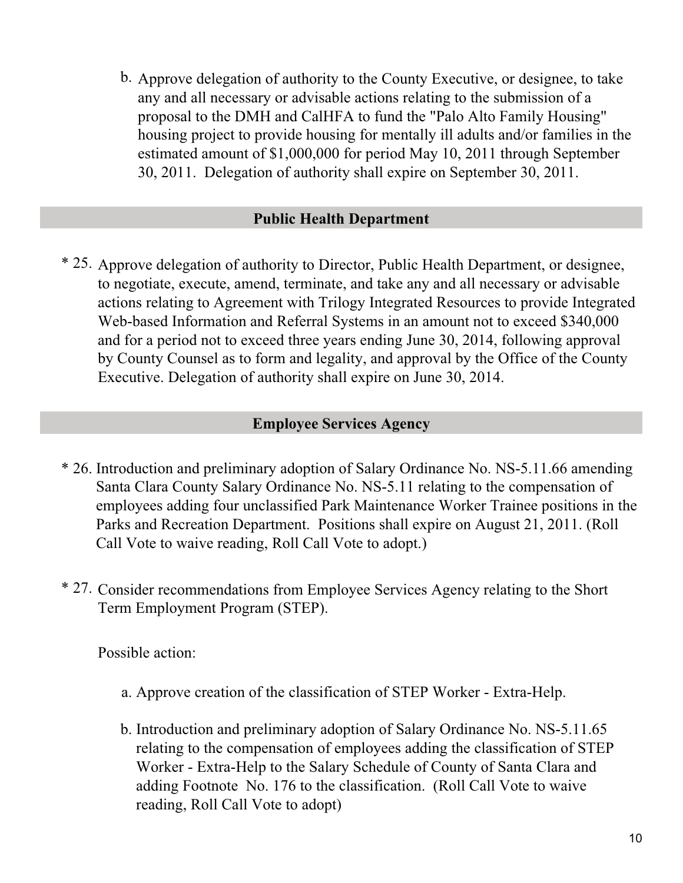b. Approve delegation of authority to the County Executive, or designee, to take any and all necessary or advisable actions relating to the submission of a proposal to the DMH and CalHFA to fund the "Palo Alto Family Housing" housing project to provide housing for mentally ill adults and/or families in the estimated amount of $1,000,000 for period May 10, 2011 through September 30, 2011. Delegation of authority shall expire on September 30, 2011.

## Public Health Department

* 25. Approve delegation of authority to Director, Public Health Department, or designee, to negotiate, execute, amend, terminate, and take any and all necessary or advisable actions relating to Agreement with Trilogy Integrated Resources to provide Integrated Web-based Information and Referral Systems in an amount not to exceed $340,000 and for a period not to exceed three years ending June 30, 2014, following approval by County Counsel as to form and legality, and approval by the Office of the County Executive. Delegation of authority shall expire on June 30, 2014.

## Employee Services Agency

* 26. Introduction and preliminary adoption of Salary Ordinance No. NS-5.11.66 amending Santa Clara County Salary Ordinance No. NS-5.11 relating to the compensation of employees adding four unclassified Park Maintenance Worker Trainee positions in the Parks and Recreation Department. Positions shall expire on August 21, 2011. (Roll Call Vote to waive reading, Roll Call Vote to adopt.)

* 27. Consider recommendations from Employee Services Agency relating to the Short Term Employment Program (STEP).

  Possible action:

  a. Approve creation of the classification of STEP Worker - Extra-Help.

  b. Introduction and preliminary adoption of Salary Ordinance No. NS-5.11.65 relating to the compensation of employees adding the classification of STEP Worker - Extra-Help to the Salary Schedule of County of Santa Clara and adding Footnote No. 176 to the classification. (Roll Call Vote to waive reading, Roll Call Vote to adopt)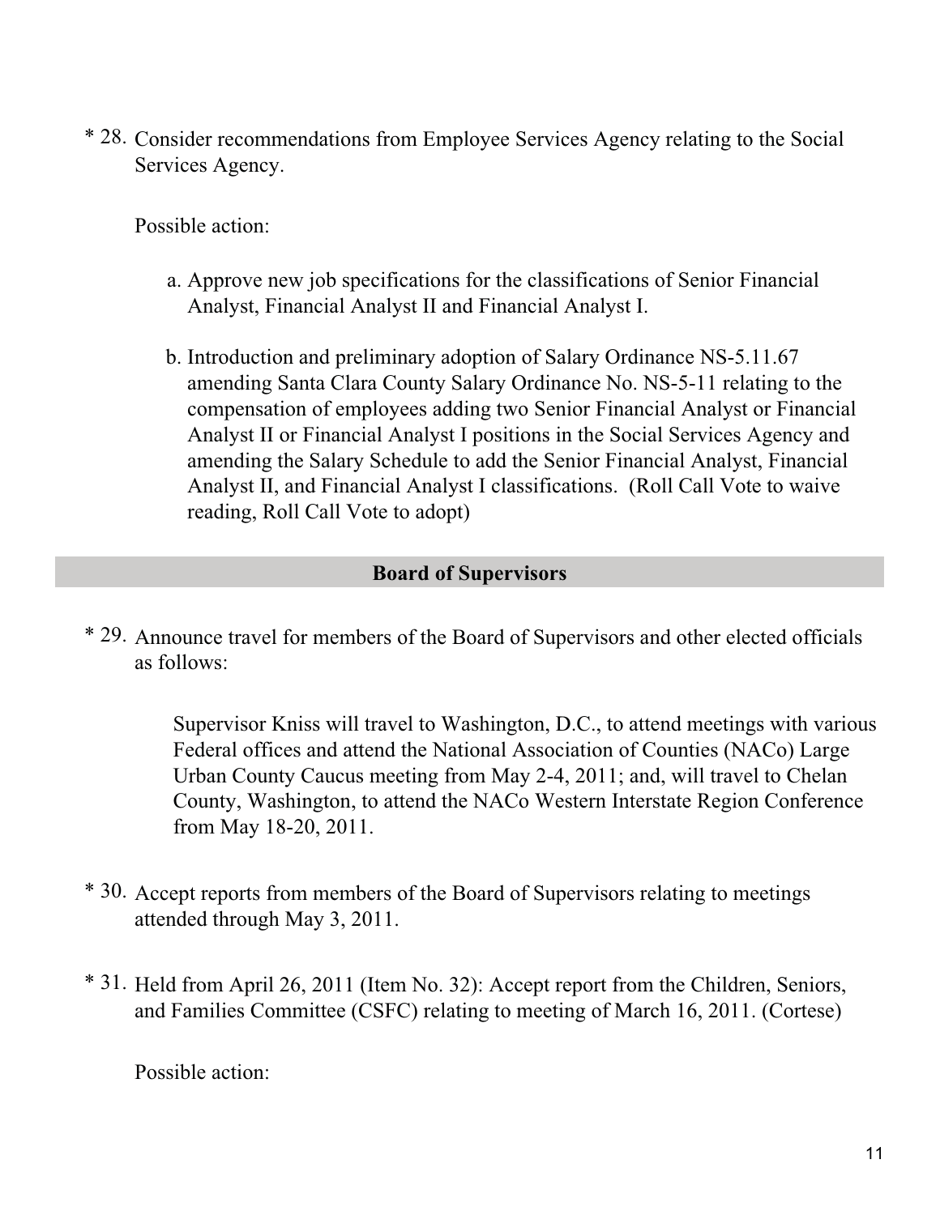\* 28. Consider recommendations from Employee Services Agency relating to the Social Services Agency.

Possible action:

a. Approve new job specifications for the classifications of Senior Financial Analyst, Financial Analyst II and Financial Analyst I.

b. Introduction and preliminary adoption of Salary Ordinance NS-5.11.67 amending Santa Clara County Salary Ordinance No. NS-5-11 relating to the compensation of employees adding two Senior Financial Analyst or Financial Analyst II or Financial Analyst I positions in the Social Services Agency and amending the Salary Schedule to add the Senior Financial Analyst, Financial Analyst II, and Financial Analyst I classifications. (Roll Call Vote to waive reading, Roll Call Vote to adopt)

## Board of Supervisors

\* 29. Announce travel for members of the Board of Supervisors and other elected officials as follows:

Supervisor Kniss will travel to Washington, D.C., to attend meetings with various Federal offices and attend the National Association of Counties (NACo) Large Urban County Caucus meeting from May 2-4, 2011; and, will travel to Chelan County, Washington, to attend the NACo Western Interstate Region Conference from May 18-20, 2011.

\* 30. Accept reports from members of the Board of Supervisors relating to meetings attended through May 3, 2011.

\* 31. Held from April 26, 2011 (Item No. 32): Accept report from the Children, Seniors, and Families Committee (CSFC) relating to meeting of March 16, 2011. (Cortese)

Possible action: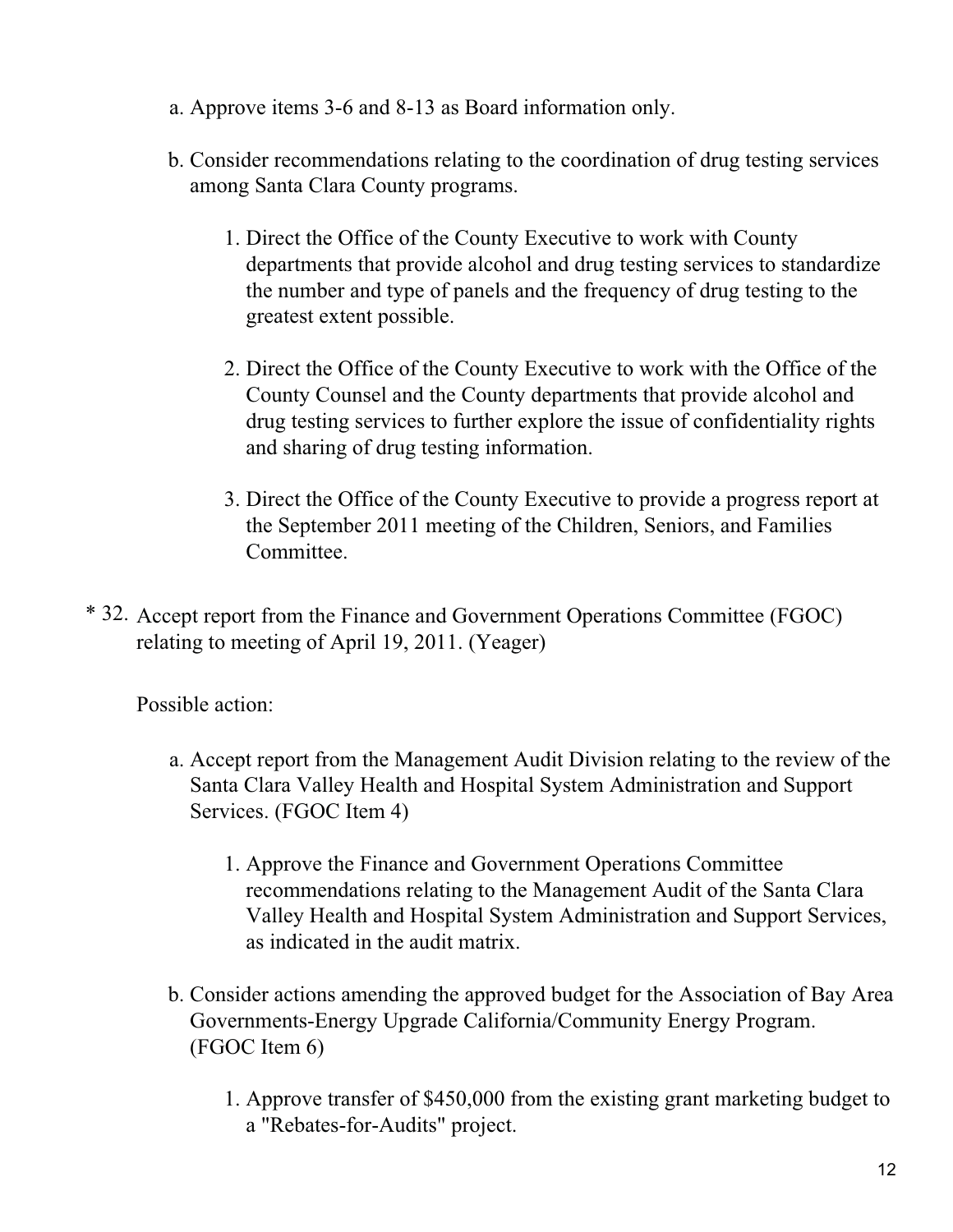a. Approve items 3-6 and 8-13 as Board information only.

b. Consider recommendations relating to the coordination of drug testing services among Santa Clara County programs.

    1. Direct the Office of the County Executive to work with County departments that provide alcohol and drug testing services to standardize the number and type of panels and the frequency of drug testing to the greatest extent possible.

    2. Direct the Office of the County Executive to work with the Office of the County Counsel and the County departments that provide alcohol and drug testing services to further explore the issue of confidentiality rights and sharing of drug testing information.

    3. Direct the Office of the County Executive to provide a progress report at the September 2011 meeting of the Children, Seniors, and Families Committee.

\* 32. Accept report from the Finance and Government Operations Committee (FGOC) relating to meeting of April 19, 2011. (Yeager)

Possible action:

a. Accept report from the Management Audit Division relating to the review of the Santa Clara Valley Health and Hospital System Administration and Support Services. (FGOC Item 4)

    1. Approve the Finance and Government Operations Committee recommendations relating to the Management Audit of the Santa Clara Valley Health and Hospital System Administration and Support Services, as indicated in the audit matrix.

b. Consider actions amending the approved budget for the Association of Bay Area Governments-Energy Upgrade California/Community Energy Program. (FGOC Item 6)

    1. Approve transfer of $450,000 from the existing grant marketing budget to a "Rebates-for-Audits" project.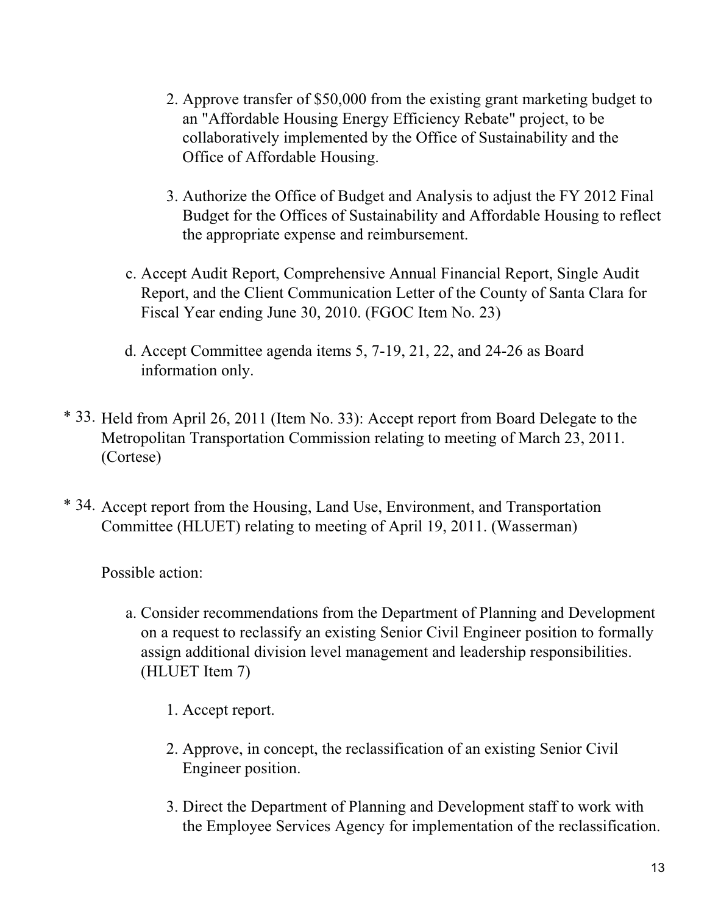2. Approve transfer of $50,000 from the existing grant marketing budget to an "Affordable Housing Energy Efficiency Rebate" project, to be collaboratively implemented by the Office of Sustainability and the Office of Affordable Housing.

3. Authorize the Office of Budget and Analysis to adjust the FY 2012 Final Budget for the Offices of Sustainability and Affordable Housing to reflect the appropriate expense and reimbursement.

c. Accept Audit Report, Comprehensive Annual Financial Report, Single Audit Report, and the Client Communication Letter of the County of Santa Clara for Fiscal Year ending June 30, 2010. (FGOC Item No. 23)

d. Accept Committee agenda items 5, 7-19, 21, 22, and 24-26 as Board information only.

\* 33. Held from April 26, 2011 (Item No. 33): Accept report from Board Delegate to the Metropolitan Transportation Commission relating to meeting of March 23, 2011. (Cortese)

\* 34. Accept report from the Housing, Land Use, Environment, and Transportation Committee (HLUET) relating to meeting of April 19, 2011. (Wasserman)

Possible action:

a. Consider recommendations from the Department of Planning and Development on a request to reclassify an existing Senior Civil Engineer position to formally assign additional division level management and leadership responsibilities. (HLUET Item 7)

1. Accept report.

2. Approve, in concept, the reclassification of an existing Senior Civil Engineer position.

3. Direct the Department of Planning and Development staff to work with the Employee Services Agency for implementation of the reclassification.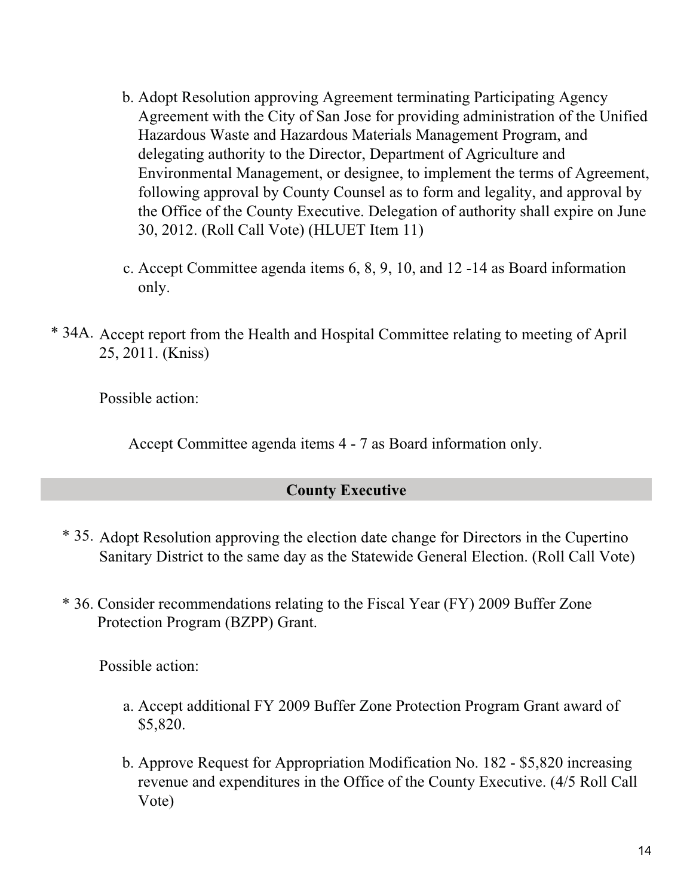b. Adopt Resolution approving Agreement terminating Participating Agency Agreement with the City of San Jose for providing administration of the Unified Hazardous Waste and Hazardous Materials Management Program, and delegating authority to the Director, Department of Agriculture and Environmental Management, or designee, to implement the terms of Agreement, following approval by County Counsel as to form and legality, and approval by the Office of the County Executive. Delegation of authority shall expire on June 30, 2012. (Roll Call Vote) (HLUET Item 11)

c. Accept Committee agenda items 6, 8, 9, 10, and 12 -14 as Board information only.

* 34A. Accept report from the Health and Hospital Committee relating to meeting of April 25, 2011. (Kniss)

Possible action:

Accept Committee agenda items 4 - 7 as Board information only.

## County Executive

* 35. Adopt Resolution approving the election date change for Directors in the Cupertino Sanitary District to the same day as the Statewide General Election. (Roll Call Vote)

* 36. Consider recommendations relating to the Fiscal Year (FY) 2009 Buffer Zone Protection Program (BZPP) Grant.

Possible action:

a. Accept additional FY 2009 Buffer Zone Protection Program Grant award of $5,820.

b. Approve Request for Appropriation Modification No. 182 - $5,820 increasing revenue and expenditures in the Office of the County Executive. (4/5 Roll Call Vote)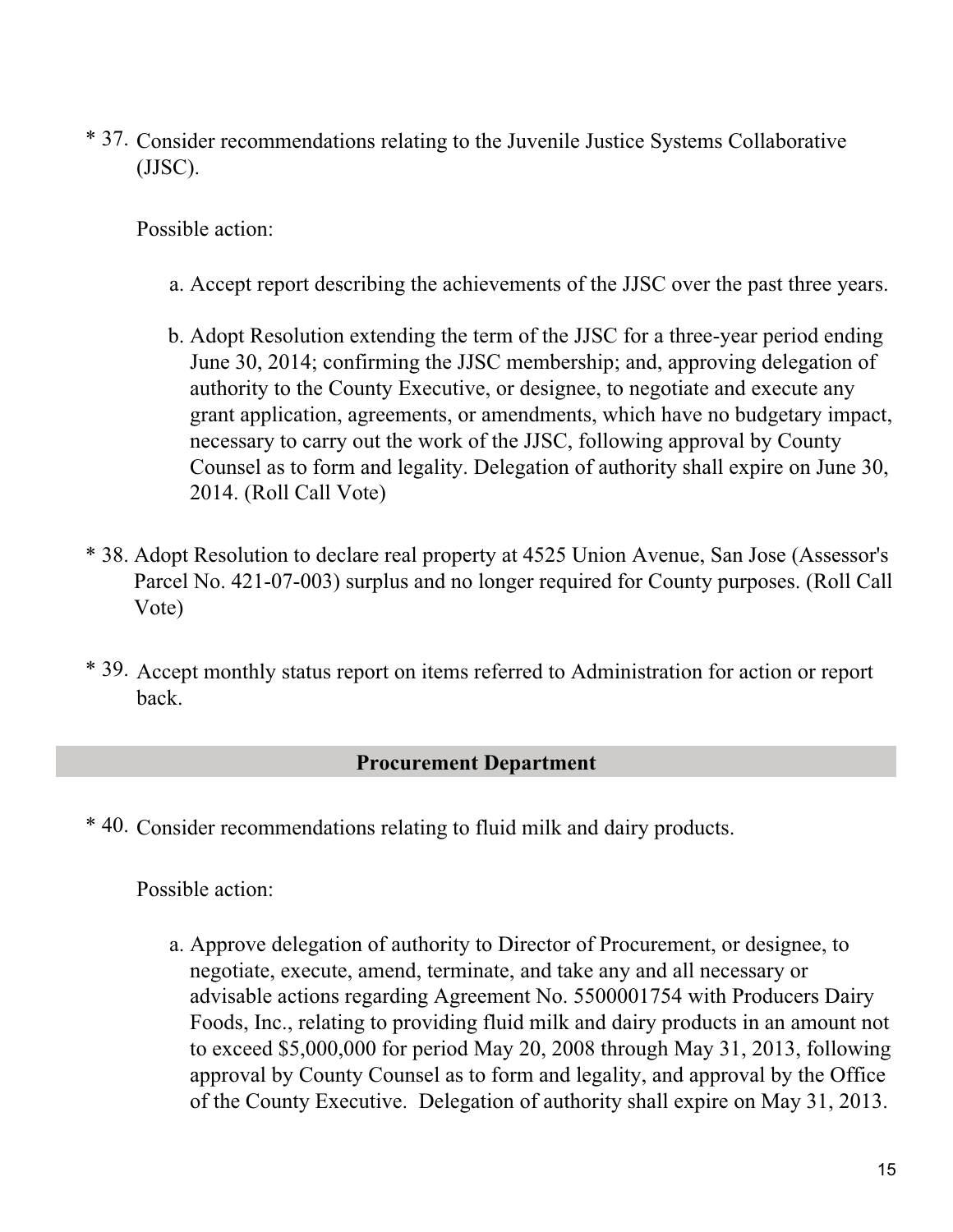* 37. Consider recommendations relating to the Juvenile Justice Systems Collaborative (JJSC).

  Possible action:

  a. Accept report describing the achievements of the JJSC over the past three years.

  b. Adopt Resolution extending the term of the JJSC for a three-year period ending June 30, 2014; confirming the JJSC membership; and, approving delegation of authority to the County Executive, or designee, to negotiate and execute any grant application, agreements, or amendments, which have no budgetary impact, necessary to carry out the work of the JJSC, following approval by County Counsel as to form and legality. Delegation of authority shall expire on June 30, 2014. (Roll Call Vote)

* 38. Adopt Resolution to declare real property at 4525 Union Avenue, San Jose (Assessor's Parcel No. 421-07-003) surplus and no longer required for County purposes. (Roll Call Vote)

* 39. Accept monthly status report on items referred to Administration for action or report back.

## Procurement Department

* 40. Consider recommendations relating to fluid milk and dairy products.

  Possible action:

  a. Approve delegation of authority to Director of Procurement, or designee, to negotiate, execute, amend, terminate, and take any and all necessary or advisable actions regarding Agreement No. 5500001754 with Producers Dairy Foods, Inc., relating to providing fluid milk and dairy products in an amount not to exceed $5,000,000 for period May 20, 2008 through May 31, 2013, following approval by County Counsel as to form and legality, and approval by the Office of the County Executive. Delegation of authority shall expire on May 31, 2013.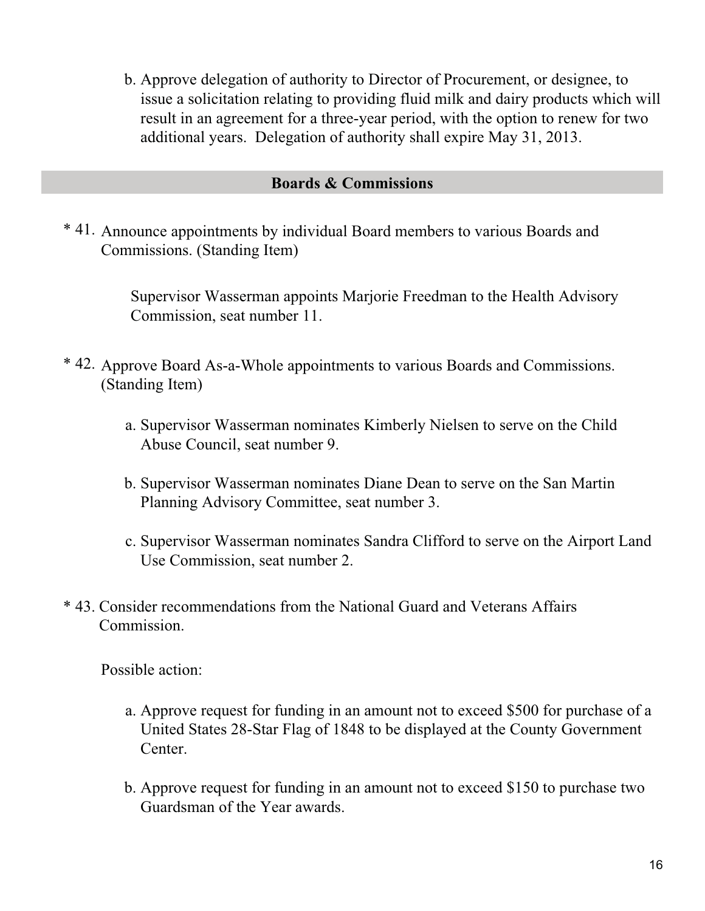b. Approve delegation of authority to Director of Procurement, or designee, to issue a solicitation relating to providing fluid milk and dairy products which will result in an agreement for a three-year period, with the option to renew for two additional years. Delegation of authority shall expire May 31, 2013.

## Boards & Commissions

* 41. Announce appointments by individual Board members to various Boards and Commissions. (Standing Item)

Supervisor Wasserman appoints Marjorie Freedman to the Health Advisory Commission, seat number 11.

* 42. Approve Board As-a-Whole appointments to various Boards and Commissions. (Standing Item)

a. Supervisor Wasserman nominates Kimberly Nielsen to serve on the Child Abuse Council, seat number 9.

b. Supervisor Wasserman nominates Diane Dean to serve on the San Martin Planning Advisory Committee, seat number 3.

c. Supervisor Wasserman nominates Sandra Clifford to serve on the Airport Land Use Commission, seat number 2.

* 43. Consider recommendations from the National Guard and Veterans Affairs Commission.

Possible action:

a. Approve request for funding in an amount not to exceed $500 for purchase of a United States 28-Star Flag of 1848 to be displayed at the County Government Center.

b. Approve request for funding in an amount not to exceed $150 to purchase two Guardsman of the Year awards.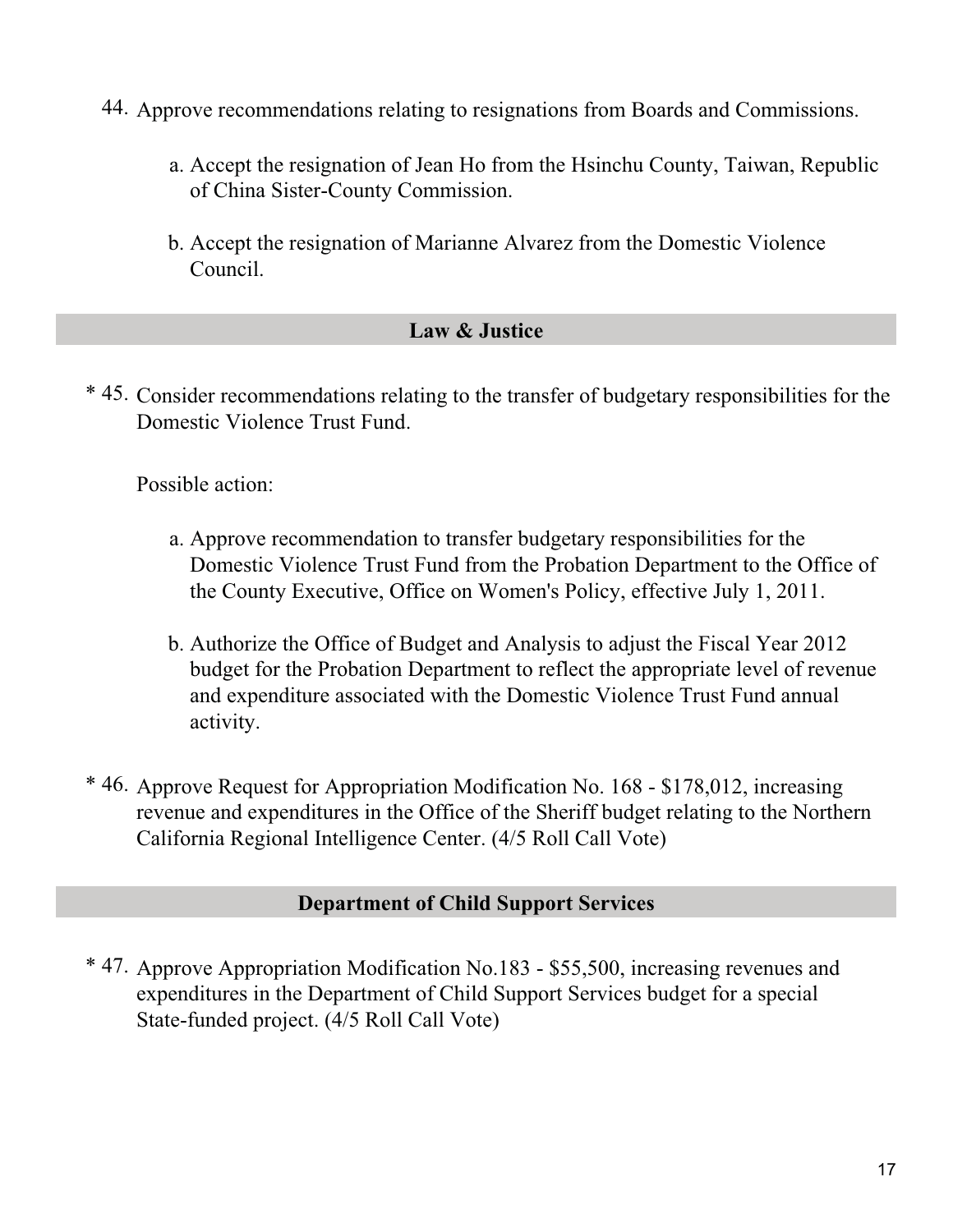44. Approve recommendations relating to resignations from Boards and Commissions.

    a. Accept the resignation of Jean Ho from the Hsinchu County, Taiwan, Republic of China Sister-County Commission.

    b. Accept the resignation of Marianne Alvarez from the Domestic Violence Council.

## Law & Justice

\* 45. Consider recommendations relating to the transfer of budgetary responsibilities for the Domestic Violence Trust Fund.

    Possible action:

    a. Approve recommendation to transfer budgetary responsibilities for the Domestic Violence Trust Fund from the Probation Department to the Office of the County Executive, Office on Women's Policy, effective July 1, 2011.

    b. Authorize the Office of Budget and Analysis to adjust the Fiscal Year 2012 budget for the Probation Department to reflect the appropriate level of revenue and expenditure associated with the Domestic Violence Trust Fund annual activity.

\* 46. Approve Request for Appropriation Modification No. 168 - $178,012, increasing revenue and expenditures in the Office of the Sheriff budget relating to the Northern California Regional Intelligence Center. (4/5 Roll Call Vote)

## Department of Child Support Services

\* 47. Approve Appropriation Modification No.183 - $55,500, increasing revenues and expenditures in the Department of Child Support Services budget for a special State-funded project. (4/5 Roll Call Vote)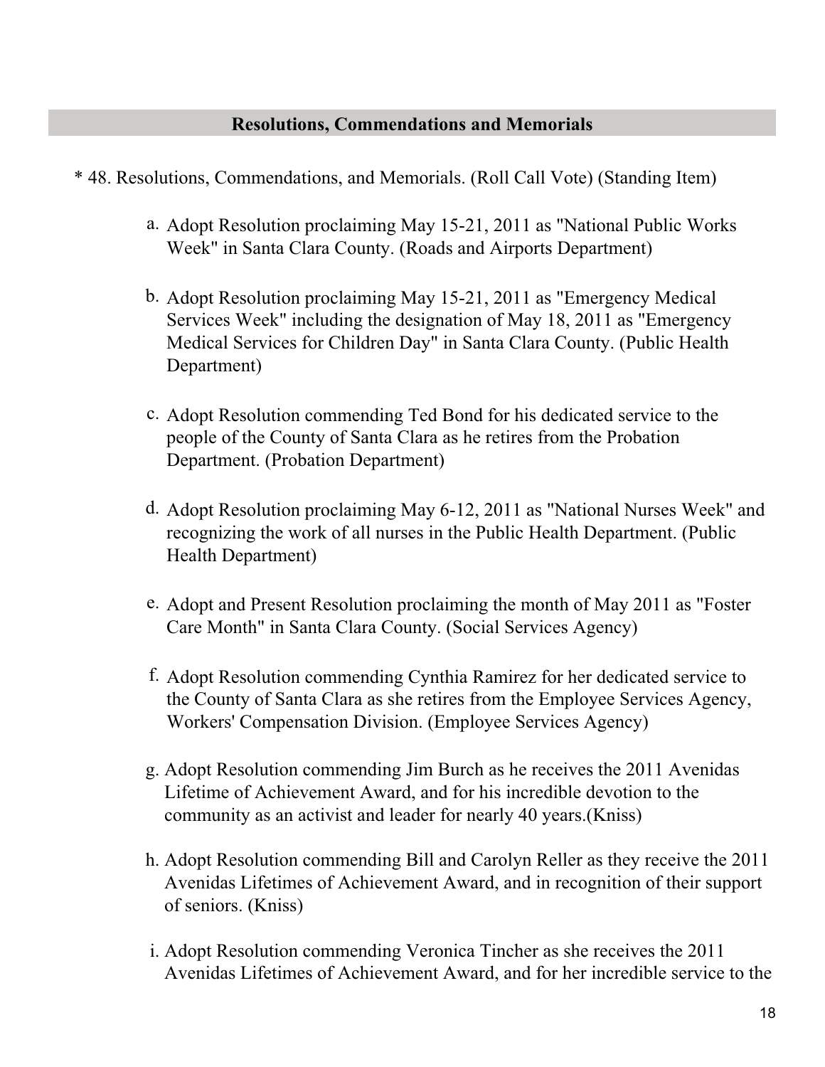## Resolutions, Commendations and Memorials

* 48. Resolutions, Commendations, and Memorials. (Roll Call Vote) (Standing Item)

   a. Adopt Resolution proclaiming May 15-21, 2011 as "National Public Works Week" in Santa Clara County. (Roads and Airports Department)

   b. Adopt Resolution proclaiming May 15-21, 2011 as "Emergency Medical Services Week" including the designation of May 18, 2011 as "Emergency Medical Services for Children Day" in Santa Clara County. (Public Health Department)

   c. Adopt Resolution commending Ted Bond for his dedicated service to the people of the County of Santa Clara as he retires from the Probation Department. (Probation Department)

   d. Adopt Resolution proclaiming May 6-12, 2011 as "National Nurses Week" and recognizing the work of all nurses in the Public Health Department. (Public Health Department)

   e. Adopt and Present Resolution proclaiming the month of May 2011 as "Foster Care Month" in Santa Clara County. (Social Services Agency)

   f. Adopt Resolution commending Cynthia Ramirez for her dedicated service to the County of Santa Clara as she retires from the Employee Services Agency, Workers' Compensation Division. (Employee Services Agency)

   g. Adopt Resolution commending Jim Burch as he receives the 2011 Avenidas Lifetime of Achievement Award, and for his incredible devotion to the community as an activist and leader for nearly 40 years.(Kniss)

   h. Adopt Resolution commending Bill and Carolyn Reller as they receive the 2011 Avenidas Lifetimes of Achievement Award, and in recognition of their support of seniors. (Kniss)

   i. Adopt Resolution commending Veronica Tincher as she receives the 2011 Avenidas Lifetimes of Achievement Award, and for her incredible service to the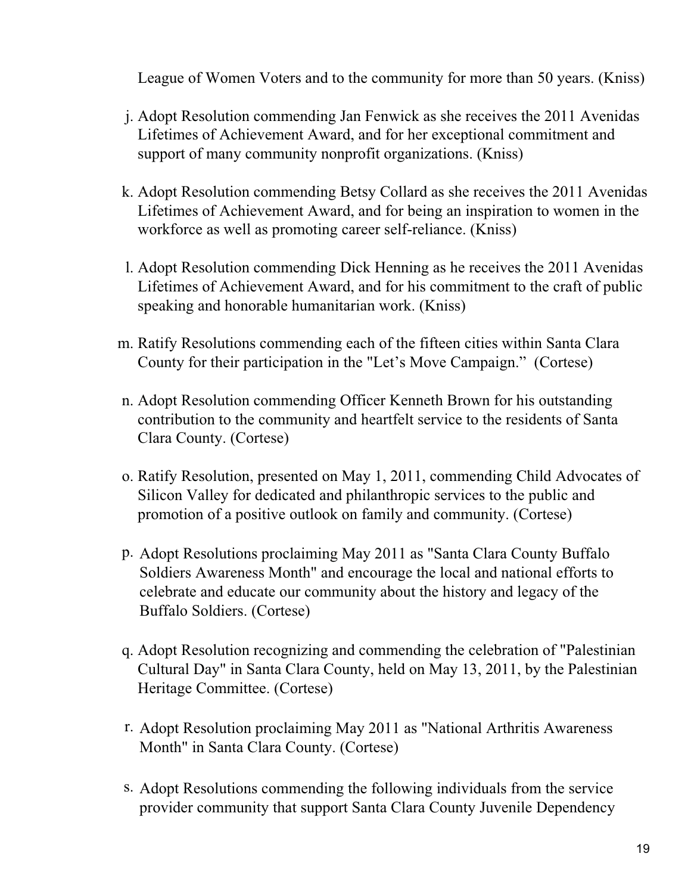League of Women Voters and to the community for more than 50 years. (Kniss)

j. Adopt Resolution commending Jan Fenwick as she receives the 2011 Avenidas Lifetimes of Achievement Award, and for her exceptional commitment and support of many community nonprofit organizations. (Kniss)

k. Adopt Resolution commending Betsy Collard as she receives the 2011 Avenidas Lifetimes of Achievement Award, and for being an inspiration to women in the workforce as well as promoting career self-reliance. (Kniss)

l. Adopt Resolution commending Dick Henning as he receives the 2011 Avenidas Lifetimes of Achievement Award, and for his commitment to the craft of public speaking and honorable humanitarian work. (Kniss)

m. Ratify Resolutions commending each of the fifteen cities within Santa Clara County for their participation in the "Let's Move Campaign." (Cortese)

n. Adopt Resolution commending Officer Kenneth Brown for his outstanding contribution to the community and heartfelt service to the residents of Santa Clara County. (Cortese)

o. Ratify Resolution, presented on May 1, 2011, commending Child Advocates of Silicon Valley for dedicated and philanthropic services to the public and promotion of a positive outlook on family and community. (Cortese)

p. Adopt Resolutions proclaiming May 2011 as "Santa Clara County Buffalo Soldiers Awareness Month" and encourage the local and national efforts to celebrate and educate our community about the history and legacy of the Buffalo Soldiers. (Cortese)

q. Adopt Resolution recognizing and commending the celebration of "Palestinian Cultural Day" in Santa Clara County, held on May 13, 2011, by the Palestinian Heritage Committee. (Cortese)

r. Adopt Resolution proclaiming May 2011 as "National Arthritis Awareness Month" in Santa Clara County. (Cortese)

s. Adopt Resolutions commending the following individuals from the service provider community that support Santa Clara County Juvenile Dependency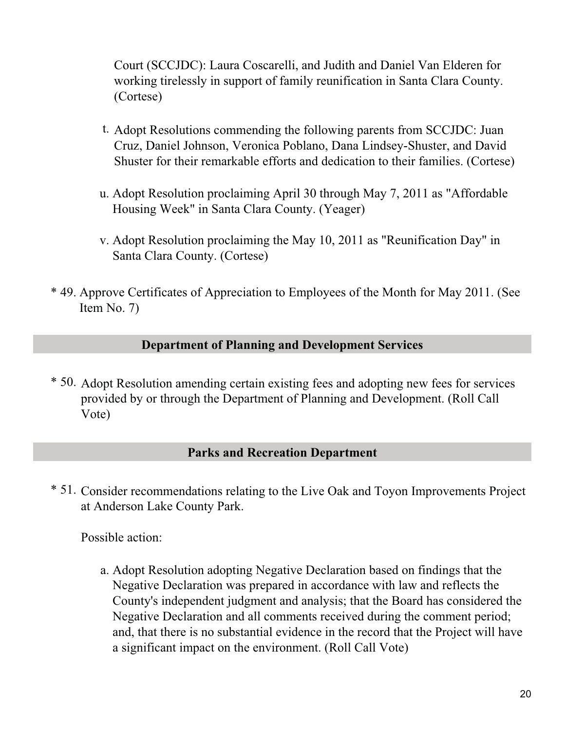Court (SCCJDC): Laura Coscarelli, and Judith and Daniel Van Elderen for working tirelessly in support of family reunification in Santa Clara County. (Cortese)

t. Adopt Resolutions commending the following parents from SCCJDC: Juan Cruz, Daniel Johnson, Veronica Poblano, Dana Lindsey-Shuster, and David Shuster for their remarkable efforts and dedication to their families. (Cortese)

u. Adopt Resolution proclaiming April 30 through May 7, 2011 as "Affordable Housing Week" in Santa Clara County. (Yeager)

v. Adopt Resolution proclaiming the May 10, 2011 as "Reunification Day" in Santa Clara County. (Cortese)

\* 49. Approve Certificates of Appreciation to Employees of the Month for May 2011. (See Item No. 7)

## Department of Planning and Development Services

\* 50. Adopt Resolution amending certain existing fees and adopting new fees for services provided by or through the Department of Planning and Development. (Roll Call Vote)

## Parks and Recreation Department

\* 51. Consider recommendations relating to the Live Oak and Toyon Improvements Project at Anderson Lake County Park.

Possible action:

a. Adopt Resolution adopting Negative Declaration based on findings that the Negative Declaration was prepared in accordance with law and reflects the County's independent judgment and analysis; that the Board has considered the Negative Declaration and all comments received during the comment period; and, that there is no substantial evidence in the record that the Project will have a significant impact on the environment. (Roll Call Vote)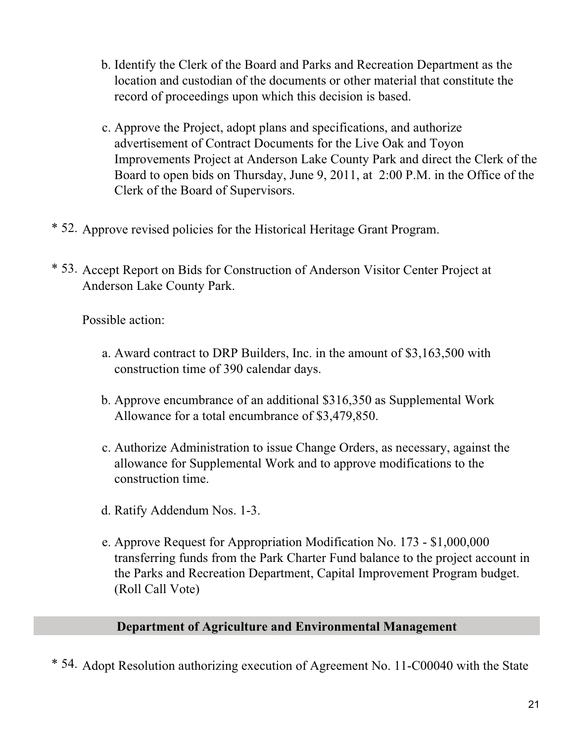b. Identify the Clerk of the Board and Parks and Recreation Department as the location and custodian of the documents or other material that constitute the record of proceedings upon which this decision is based.

c. Approve the Project, adopt plans and specifications, and authorize advertisement of Contract Documents for the Live Oak and Toyon Improvements Project at Anderson Lake County Park and direct the Clerk of the Board to open bids on Thursday, June 9, 2011, at 2:00 P.M. in the Office of the Clerk of the Board of Supervisors.

\* 52. Approve revised policies for the Historical Heritage Grant Program.

\* 53. Accept Report on Bids for Construction of Anderson Visitor Center Project at Anderson Lake County Park.

Possible action:

a. Award contract to DRP Builders, Inc. in the amount of $3,163,500 with construction time of 390 calendar days.

b. Approve encumbrance of an additional $316,350 as Supplemental Work Allowance for a total encumbrance of $3,479,850.

c. Authorize Administration to issue Change Orders, as necessary, against the allowance for Supplemental Work and to approve modifications to the construction time.

d. Ratify Addendum Nos. 1-3.

e. Approve Request for Appropriation Modification No. 173 - $1,000,000 transferring funds from the Park Charter Fund balance to the project account in the Parks and Recreation Department, Capital Improvement Program budget. (Roll Call Vote)

## Department of Agriculture and Environmental Management

\* 54. Adopt Resolution authorizing execution of Agreement No. 11-C00040 with the State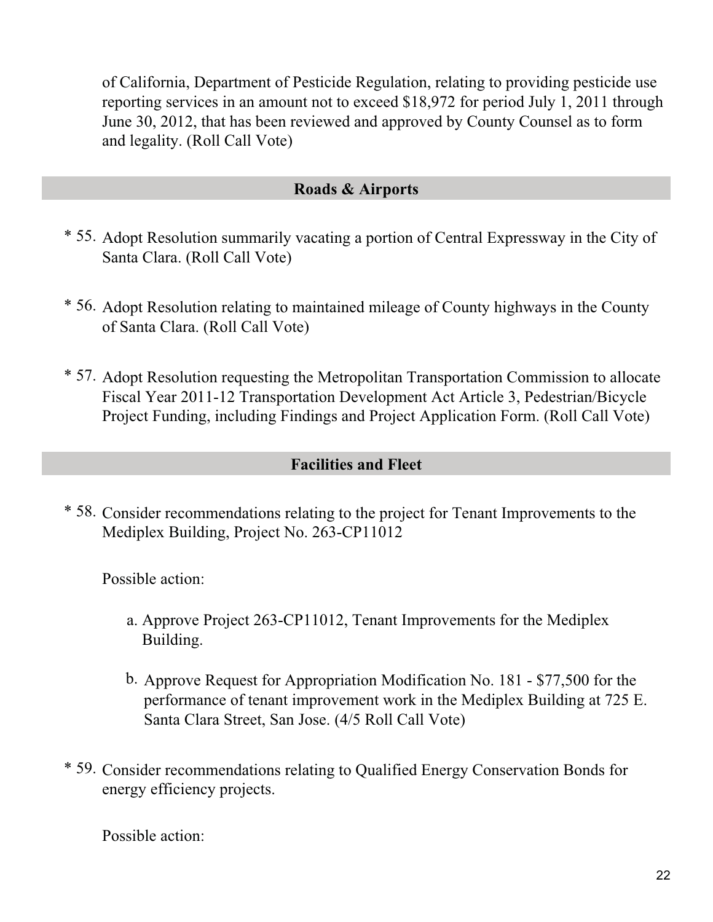of California, Department of Pesticide Regulation, relating to providing pesticide use reporting services in an amount not to exceed $18,972 for period July 1, 2011 through June 30, 2012, that has been reviewed and approved by County Counsel as to form and legality. (Roll Call Vote)

## Roads & Airports

* 55. Adopt Resolution summarily vacating a portion of Central Expressway in the City of Santa Clara. (Roll Call Vote)

* 56. Adopt Resolution relating to maintained mileage of County highways in the County of Santa Clara. (Roll Call Vote)

* 57. Adopt Resolution requesting the Metropolitan Transportation Commission to allocate Fiscal Year 2011-12 Transportation Development Act Article 3, Pedestrian/Bicycle Project Funding, including Findings and Project Application Form. (Roll Call Vote)

## Facilities and Fleet

* 58. Consider recommendations relating to the project for Tenant Improvements to the Mediplex Building, Project No. 263-CP11012

  Possible action:

  a. Approve Project 263-CP11012, Tenant Improvements for the Mediplex Building.

  b. Approve Request for Appropriation Modification No. 181 - $77,500 for the performance of tenant improvement work in the Mediplex Building at 725 E. Santa Clara Street, San Jose. (4/5 Roll Call Vote)

* 59. Consider recommendations relating to Qualified Energy Conservation Bonds for energy efficiency projects.

  Possible action: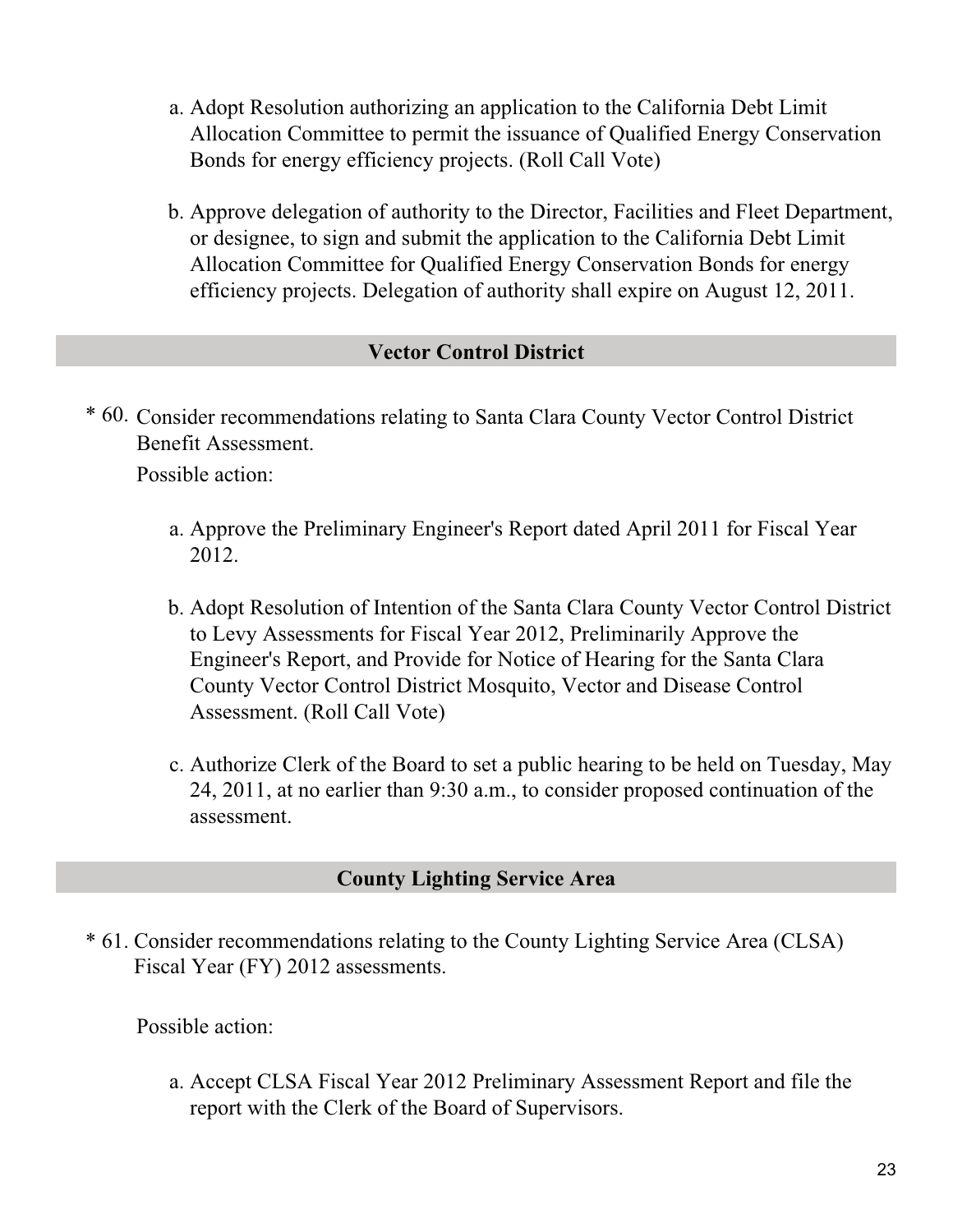a. Adopt Resolution authorizing an application to the California Debt Limit Allocation Committee to permit the issuance of Qualified Energy Conservation Bonds for energy efficiency projects. (Roll Call Vote)

b. Approve delegation of authority to the Director, Facilities and Fleet Department, or designee, to sign and submit the application to the California Debt Limit Allocation Committee for Qualified Energy Conservation Bonds for energy efficiency projects. Delegation of authority shall expire on August 12, 2011.

## Vector Control District

\* 60. Consider recommendations relating to Santa Clara County Vector Control District Benefit Assessment.

Possible action:

a. Approve the Preliminary Engineer's Report dated April 2011 for Fiscal Year 2012.

b. Adopt Resolution of Intention of the Santa Clara County Vector Control District to Levy Assessments for Fiscal Year 2012, Preliminarily Approve the Engineer's Report, and Provide for Notice of Hearing for the Santa Clara County Vector Control District Mosquito, Vector and Disease Control Assessment. (Roll Call Vote)

c. Authorize Clerk of the Board to set a public hearing to be held on Tuesday, May 24, 2011, at no earlier than 9:30 a.m., to consider proposed continuation of the assessment.

## County Lighting Service Area

\* 61. Consider recommendations relating to the County Lighting Service Area (CLSA) Fiscal Year (FY) 2012 assessments.

Possible action:

a. Accept CLSA Fiscal Year 2012 Preliminary Assessment Report and file the report with the Clerk of the Board of Supervisors.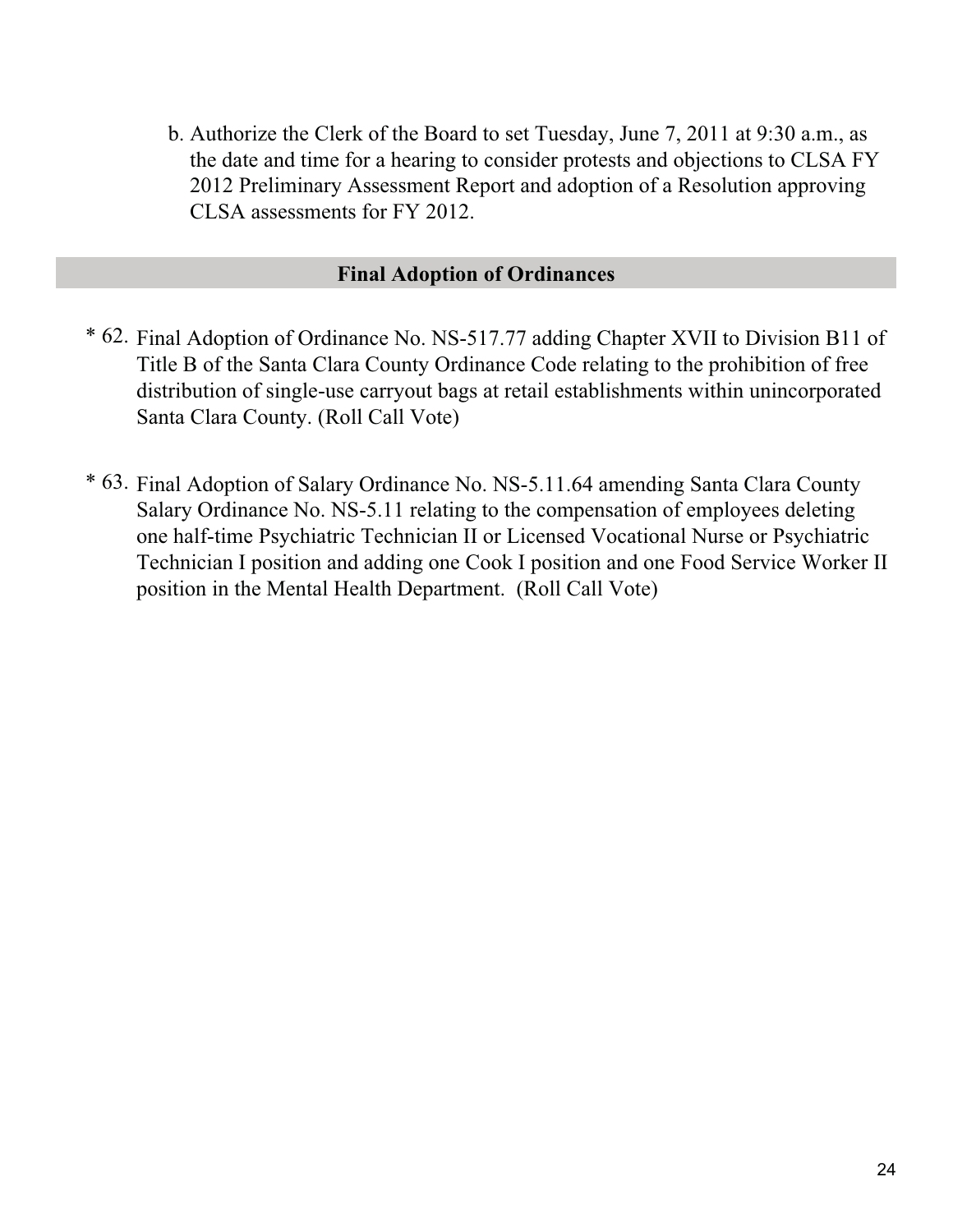b. Authorize the Clerk of the Board to set Tuesday, June 7, 2011 at 9:30 a.m., as the date and time for a hearing to consider protests and objections to CLSA FY 2012 Preliminary Assessment Report and adoption of a Resolution approving CLSA assessments for FY 2012.

## Final Adoption of Ordinances

* 62. Final Adoption of Ordinance No. NS-517.77 adding Chapter XVII to Division B11 of Title B of the Santa Clara County Ordinance Code relating to the prohibition of free distribution of single-use carryout bags at retail establishments within unincorporated Santa Clara County. (Roll Call Vote)

* 63. Final Adoption of Salary Ordinance No. NS-5.11.64 amending Santa Clara County Salary Ordinance No. NS-5.11 relating to the compensation of employees deleting one half-time Psychiatric Technician II or Licensed Vocational Nurse or Psychiatric Technician I position and adding one Cook I position and one Food Service Worker II position in the Mental Health Department. (Roll Call Vote)